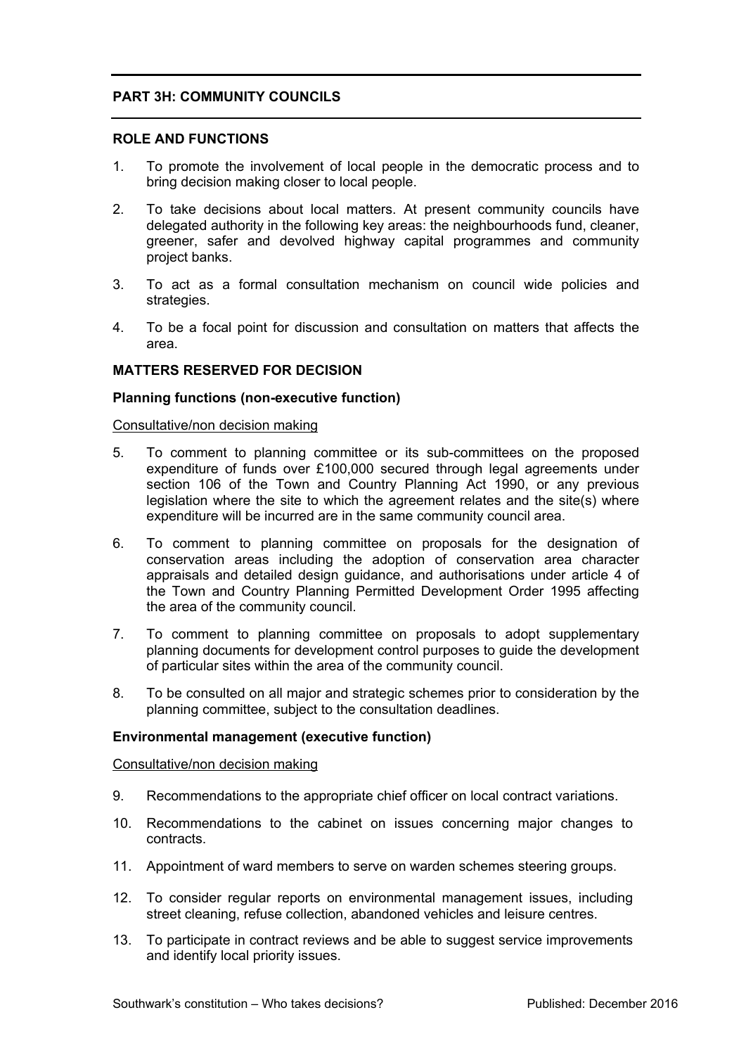## PART 3H: COMMUNITY COUNCILS

### ROLE AND FUNCTIONS

1. To promote the involvement of local people in the democratic process and to bring decision making closer to local people.

2. To take decisions about local matters. At present community councils have delegated authority in the following key areas: the neighbourhoods fund, cleaner, greener, safer and devolved highway capital programmes and community project banks.

3. To act as a formal consultation mechanism on council wide policies and strategies.

4. To be a focal point for discussion and consultation on matters that affects the area.

### MATTERS RESERVED FOR DECISION

#### Planning functions (non-executive function)

Consultative/non decision making

5. To comment to planning committee or its sub-committees on the proposed expenditure of funds over £100,000 secured through legal agreements under section 106 of the Town and Country Planning Act 1990, or any previous legislation where the site to which the agreement relates and the site(s) where expenditure will be incurred are in the same community council area.

6. To comment to planning committee on proposals for the designation of conservation areas including the adoption of conservation area character appraisals and detailed design guidance, and authorisations under article 4 of the Town and Country Planning Permitted Development Order 1995 affecting the area of the community council.

7. To comment to planning committee on proposals to adopt supplementary planning documents for development control purposes to guide the development of particular sites within the area of the community council.

8. To be consulted on all major and strategic schemes prior to consideration by the planning committee, subject to the consultation deadlines.

#### Environmental management (executive function)

Consultative/non decision making

9. Recommendations to the appropriate chief officer on local contract variations.

10. Recommendations to the cabinet on issues concerning major changes to contracts.

11. Appointment of ward members to serve on warden schemes steering groups.

12. To consider regular reports on environmental management issues, including street cleaning, refuse collection, abandoned vehicles and leisure centres.

13. To participate in contract reviews and be able to suggest service improvements and identify local priority issues.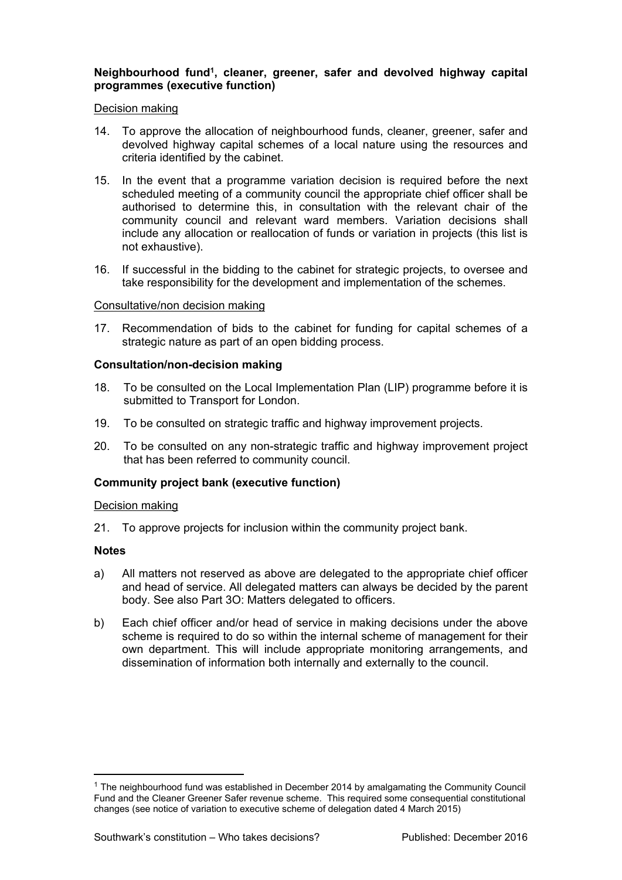**Neighbourhood fund[1], cleaner, greener, safer and devolved highway capital programmes (executive function)**

Decision making

14. To approve the allocation of neighbourhood funds, cleaner, greener, safer and devolved highway capital schemes of a local nature using the resources and criteria identified by the cabinet.

15. In the event that a programme variation decision is required before the next scheduled meeting of a community council the appropriate chief officer shall be authorised to determine this, in consultation with the relevant chair of the community council and relevant ward members. Variation decisions shall include any allocation or reallocation of funds or variation in projects (this list is not exhaustive).

16. If successful in the bidding to the cabinet for strategic projects, to oversee and take responsibility for the development and implementation of the schemes.

Consultative/non decision making

17. Recommendation of bids to the cabinet for funding for capital schemes of a strategic nature as part of an open bidding process.

**Consultation/non-decision making**

18. To be consulted on the Local Implementation Plan (LIP) programme before it is submitted to Transport for London.

19. To be consulted on strategic traffic and highway improvement projects.

20. To be consulted on any non-strategic traffic and highway improvement project that has been referred to community council.

**Community project bank (executive function)**

Decision making

21. To approve projects for inclusion within the community project bank.

**Notes**

a) All matters not reserved as above are delegated to the appropriate chief officer and head of service. All delegated matters can always be decided by the parent body. See also Part 3O: Matters delegated to officers.

b) Each chief officer and/or head of service in making decisions under the above scheme is required to do so within the internal scheme of management for their own department. This will include appropriate monitoring arrangements, and dissemination of information both internally and externally to the council.

[1] The neighbourhood fund was established in December 2014 by amalgamating the Community Council Fund and the Cleaner Greener Safer revenue scheme. This required some consequential constitutional changes (see notice of variation to executive scheme of delegation dated 4 March 2015)